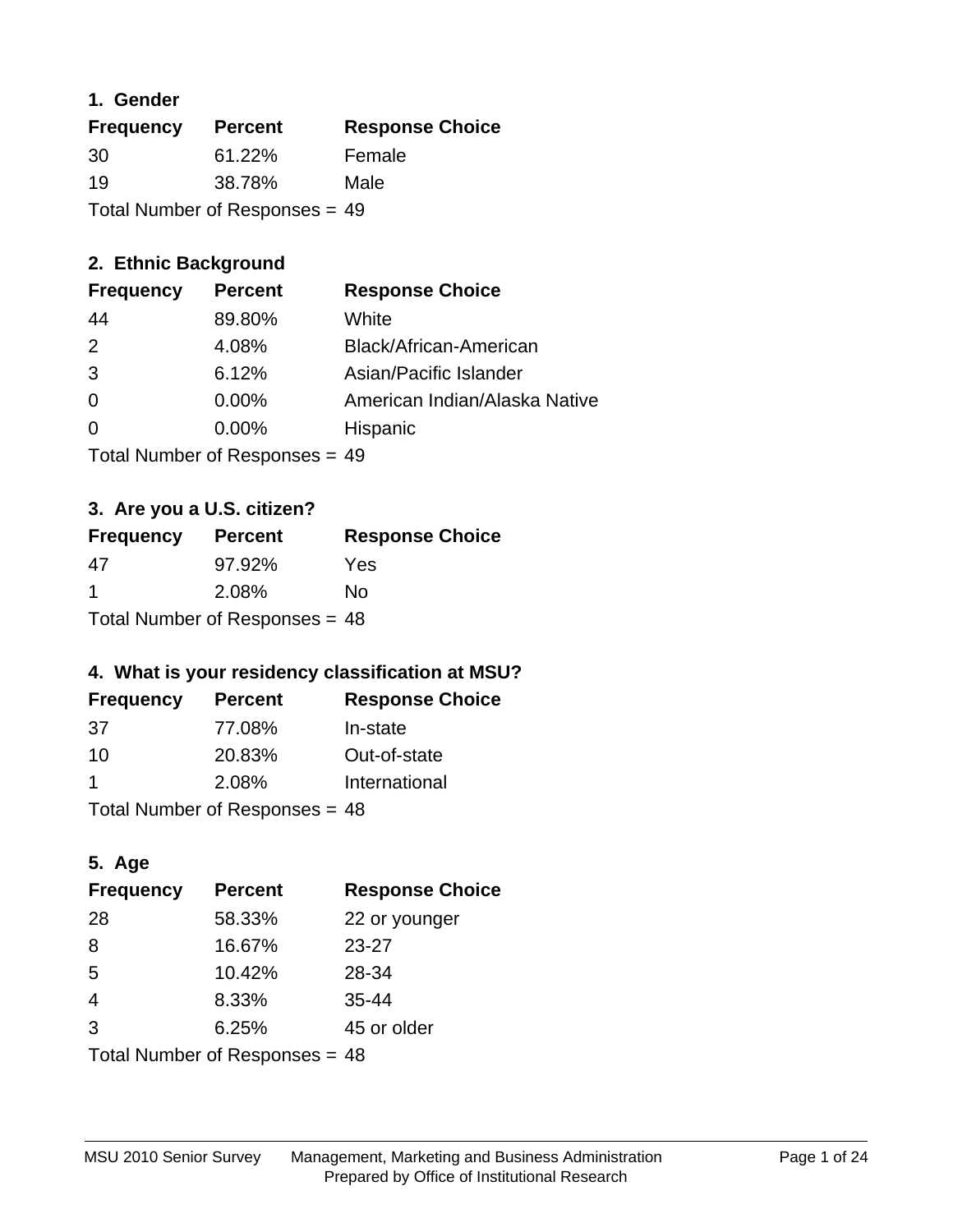### 1. Gender

| Frequency | Percent | Response Choice |
| --- | --- | --- |
| 30 | 61.22% | Female |
| 19 | 38.78% | Male |

Total Number of Responses = 49

### 2. Ethnic Background

| Frequency | Percent | Response Choice |
| --- | --- | --- |
| 44 | 89.80% | White |
| 2 | 4.08% | Black/African-American |
| 3 | 6.12% | Asian/Pacific Islander |
| 0 | 0.00% | American Indian/Alaska Native |
| 0 | 0.00% | Hispanic |

Total Number of Responses = 49

### 3. Are you a U.S. citizen?

| Frequency | Percent | Response Choice |
| --- | --- | --- |
| 47 | 97.92% | Yes |
| 1 | 2.08% | No |

Total Number of Responses = 48

### 4. What is your residency classification at MSU?

| Frequency | Percent | Response Choice |
| --- | --- | --- |
| 37 | 77.08% | In-state |
| 10 | 20.83% | Out-of-state |
| 1 | 2.08% | International |

Total Number of Responses = 48

### 5. Age

| Frequency | Percent | Response Choice |
| --- | --- | --- |
| 28 | 58.33% | 22 or younger |
| 8 | 16.67% | 23-27 |
| 5 | 10.42% | 28-34 |
| 4 | 8.33% | 35-44 |
| 3 | 6.25% | 45 or older |

Total Number of Responses = 48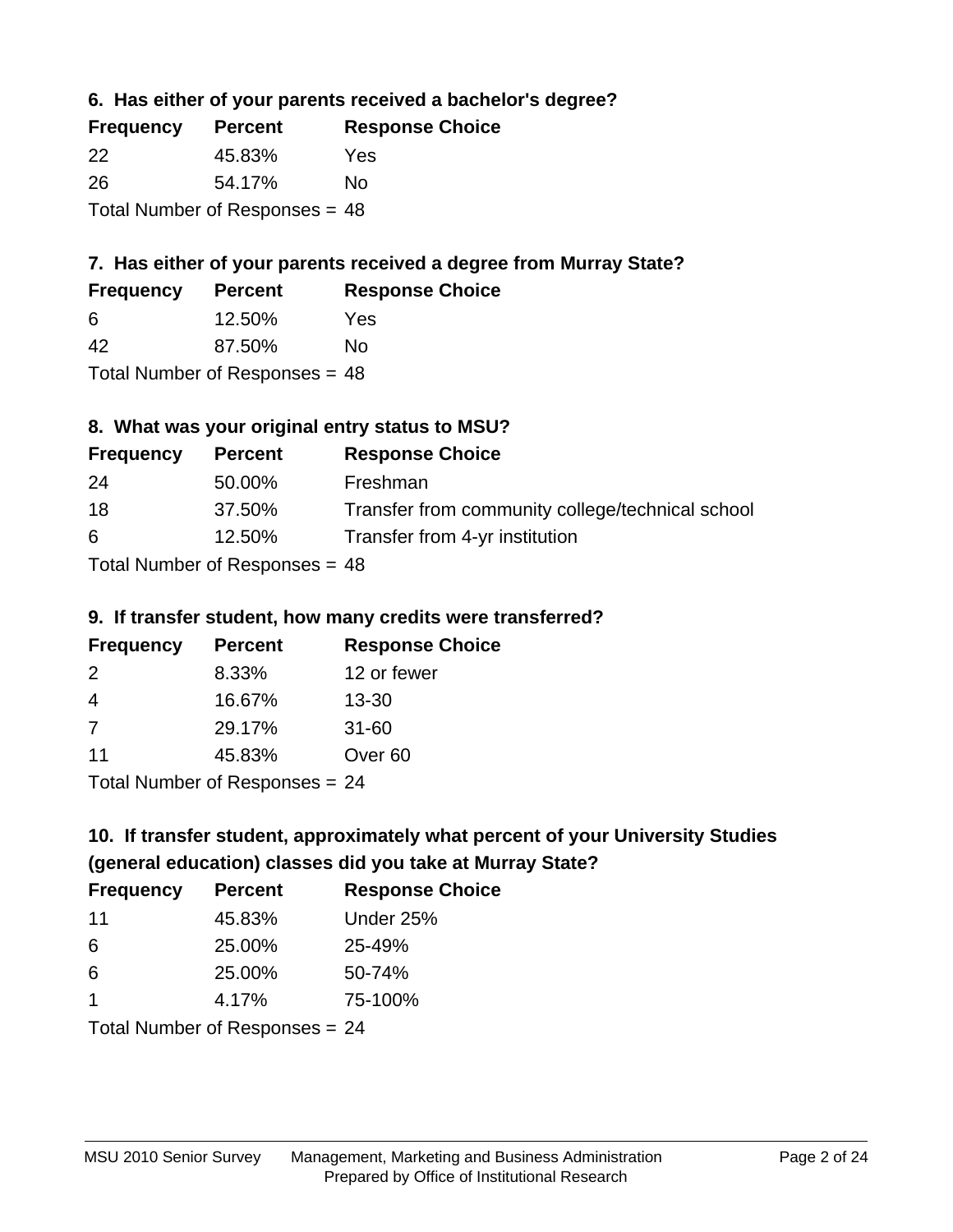### 6. Has either of your parents received a bachelor's degree?

| Frequency | Percent | Response Choice |
|---|---|---|
| 22 | 45.83% | Yes |
| 26 | 54.17% | No |

Total Number of Responses = 48

### 7. Has either of your parents received a degree from Murray State?

| Frequency | Percent | Response Choice |
|---|---|---|
| 6 | 12.50% | Yes |
| 42 | 87.50% | No |

Total Number of Responses = 48

### 8. What was your original entry status to MSU?

| Frequency | Percent | Response Choice |
|---|---|---|
| 24 | 50.00% | Freshman |
| 18 | 37.50% | Transfer from community college/technical school |
| 6 | 12.50% | Transfer from 4-yr institution |

Total Number of Responses = 48

### 9. If transfer student, how many credits were transferred?

| Frequency | Percent | Response Choice |
|---|---|---|
| 2 | 8.33% | 12 or fewer |
| 4 | 16.67% | 13-30 |
| 7 | 29.17% | 31-60 |
| 11 | 45.83% | Over 60 |

Total Number of Responses = 24

### 10. If transfer student, approximately what percent of your University Studies (general education) classes did you take at Murray State?

| Frequency | Percent | Response Choice |
|---|---|---|
| 11 | 45.83% | Under 25% |
| 6 | 25.00% | 25-49% |
| 6 | 25.00% | 50-74% |
| 1 | 4.17% | 75-100% |

Total Number of Responses = 24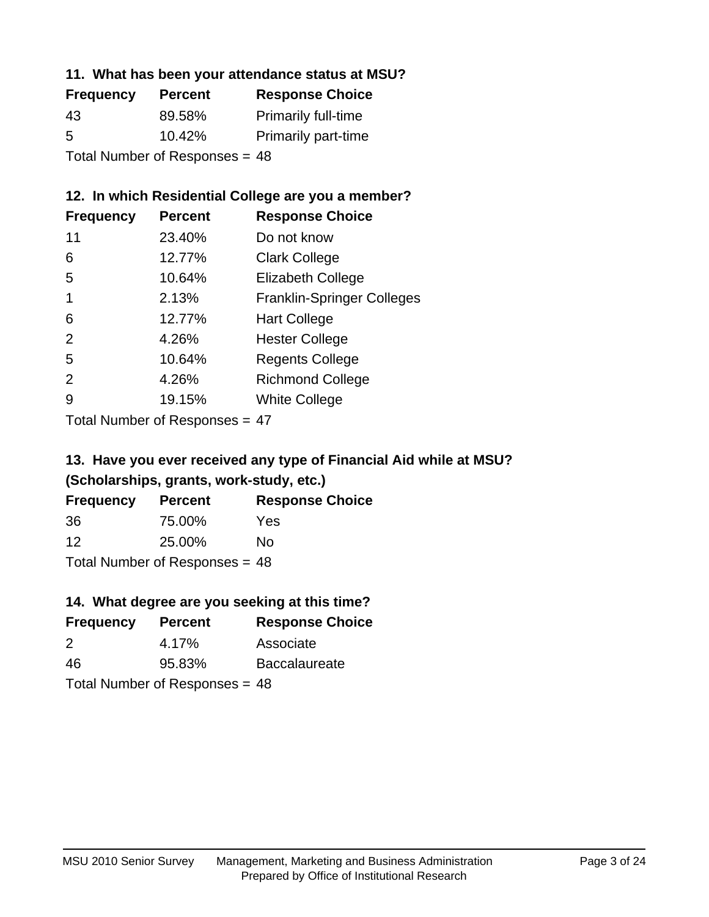### 11. What has been your attendance status at MSU?

| Frequency | Percent | Response Choice |
|---|---|---|
| 43 | 89.58% | Primarily full-time |
| 5 | 10.42% | Primarily part-time |

Total Number of Responses = 48

### 12. In which Residential College are you a member?

| Frequency | Percent | Response Choice |
|---|---|---|
| 11 | 23.40% | Do not know |
| 6 | 12.77% | Clark College |
| 5 | 10.64% | Elizabeth College |
| 1 | 2.13% | Franklin-Springer Colleges |
| 6 | 12.77% | Hart College |
| 2 | 4.26% | Hester College |
| 5 | 10.64% | Regents College |
| 2 | 4.26% | Richmond College |
| 9 | 19.15% | White College |

Total Number of Responses = 47

### 13. Have you ever received any type of Financial Aid while at MSU? (Scholarships, grants, work-study, etc.)

| Frequency | Percent | Response Choice |
|---|---|---|
| 36 | 75.00% | Yes |
| 12 | 25.00% | No |

Total Number of Responses = 48

### 14. What degree are you seeking at this time?

| Frequency | Percent | Response Choice |
|---|---|---|
| 2 | 4.17% | Associate |
| 46 | 95.83% | Baccalaureate |

Total Number of Responses = 48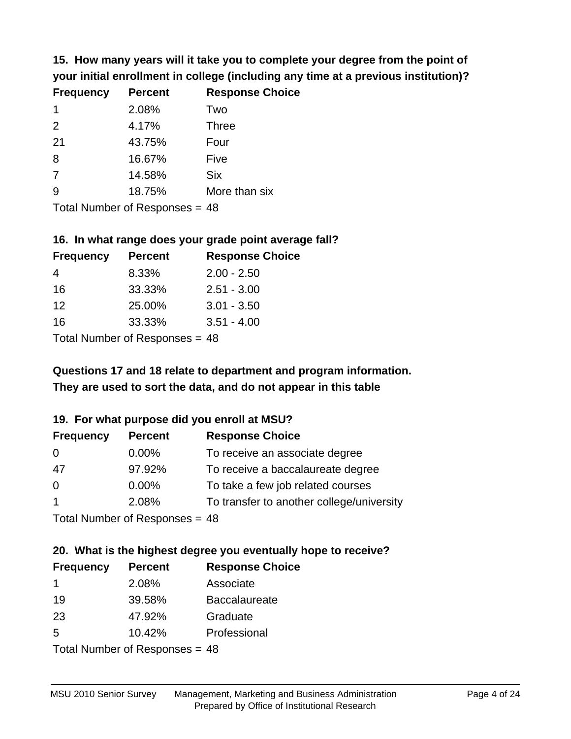**15. How many years will it take you to complete your degree from the point of your initial enrollment in college (including any time at a previous institution)?**

| Frequency | Percent | Response Choice |
|---|---|---|
| 1 | 2.08% | Two |
| 2 | 4.17% | Three |
| 21 | 43.75% | Four |
| 8 | 16.67% | Five |
| 7 | 14.58% | Six |
| 9 | 18.75% | More than six |

Total Number of Responses = 48

**16. In what range does your grade point average fall?**

| Frequency | Percent | Response Choice |
|---|---|---|
| 4 | 8.33% | 2.00 - 2.50 |
| 16 | 33.33% | 2.51 - 3.00 |
| 12 | 25.00% | 3.01 - 3.50 |
| 16 | 33.33% | 3.51 - 4.00 |

Total Number of Responses = 48

**Questions 17 and 18 relate to department and program information. They are used to sort the data, and do not appear in this table**

**19. For what purpose did you enroll at MSU?**

| Frequency | Percent | Response Choice |
|---|---|---|
| 0 | 0.00% | To receive an associate degree |
| 47 | 97.92% | To receive a baccalaureate degree |
| 0 | 0.00% | To take a few job related courses |
| 1 | 2.08% | To transfer to another college/university |

Total Number of Responses = 48

**20. What is the highest degree you eventually hope to receive?**

| Frequency | Percent | Response Choice |
|---|---|---|
| 1 | 2.08% | Associate |
| 19 | 39.58% | Baccalaureate |
| 23 | 47.92% | Graduate |
| 5 | 10.42% | Professional |

Total Number of Responses = 48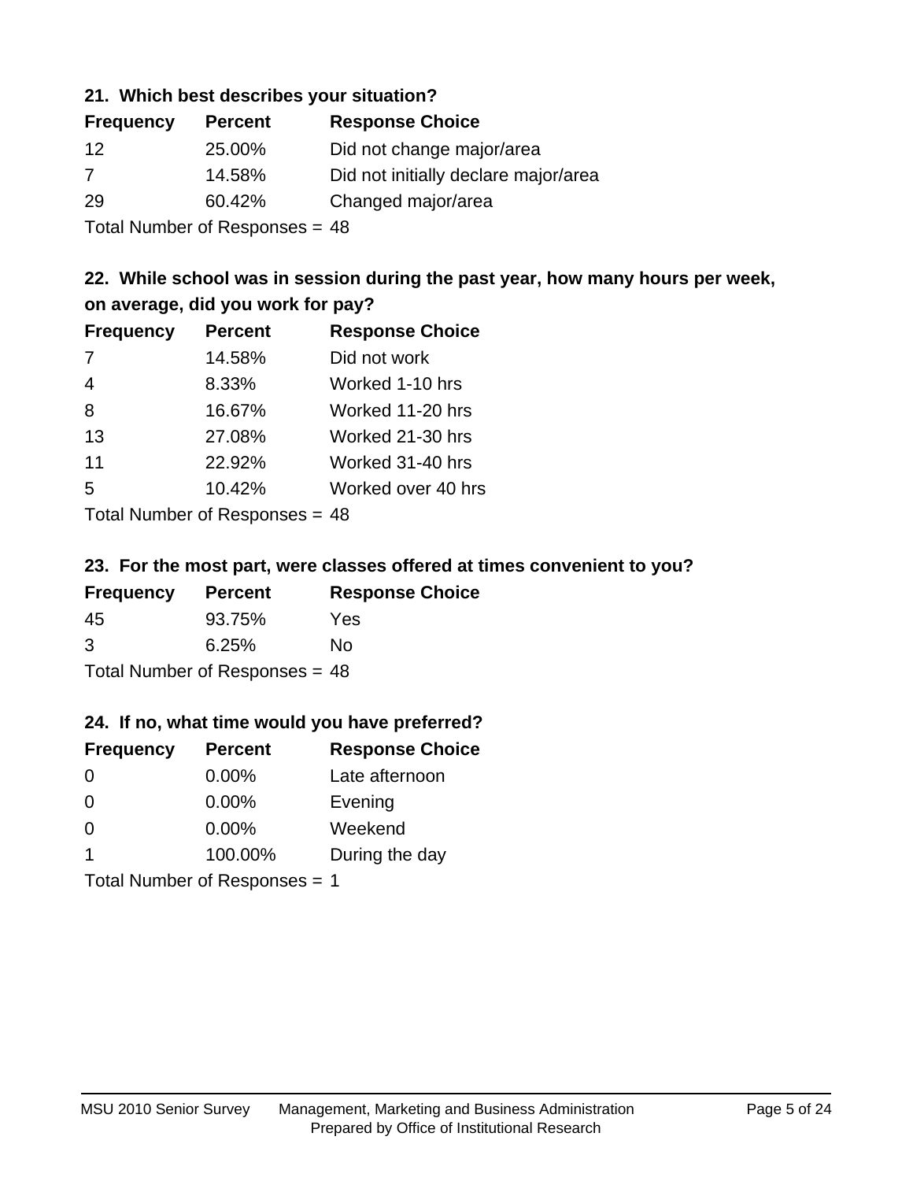### 21. Which best describes your situation?

| Frequency | Percent | Response Choice |
|---|---|---|
| 12 | 25.00% | Did not change major/area |
| 7 | 14.58% | Did not initially declare major/area |
| 29 | 60.42% | Changed major/area |

Total Number of Responses = 48

### 22. While school was in session during the past year, how many hours per week, on average, did you work for pay?

| Frequency | Percent | Response Choice |
|---|---|---|
| 7 | 14.58% | Did not work |
| 4 | 8.33% | Worked 1-10 hrs |
| 8 | 16.67% | Worked 11-20 hrs |
| 13 | 27.08% | Worked 21-30 hrs |
| 11 | 22.92% | Worked 31-40 hrs |
| 5 | 10.42% | Worked over 40 hrs |

Total Number of Responses = 48

### 23. For the most part, were classes offered at times convenient to you?

| Frequency | Percent | Response Choice |
|---|---|---|
| 45 | 93.75% | Yes |
| 3 | 6.25% | No |

Total Number of Responses = 48

### 24. If no, what time would you have preferred?

| Frequency | Percent | Response Choice |
|---|---|---|
| 0 | 0.00% | Late afternoon |
| 0 | 0.00% | Evening |
| 0 | 0.00% | Weekend |
| 1 | 100.00% | During the day |

Total Number of Responses = 1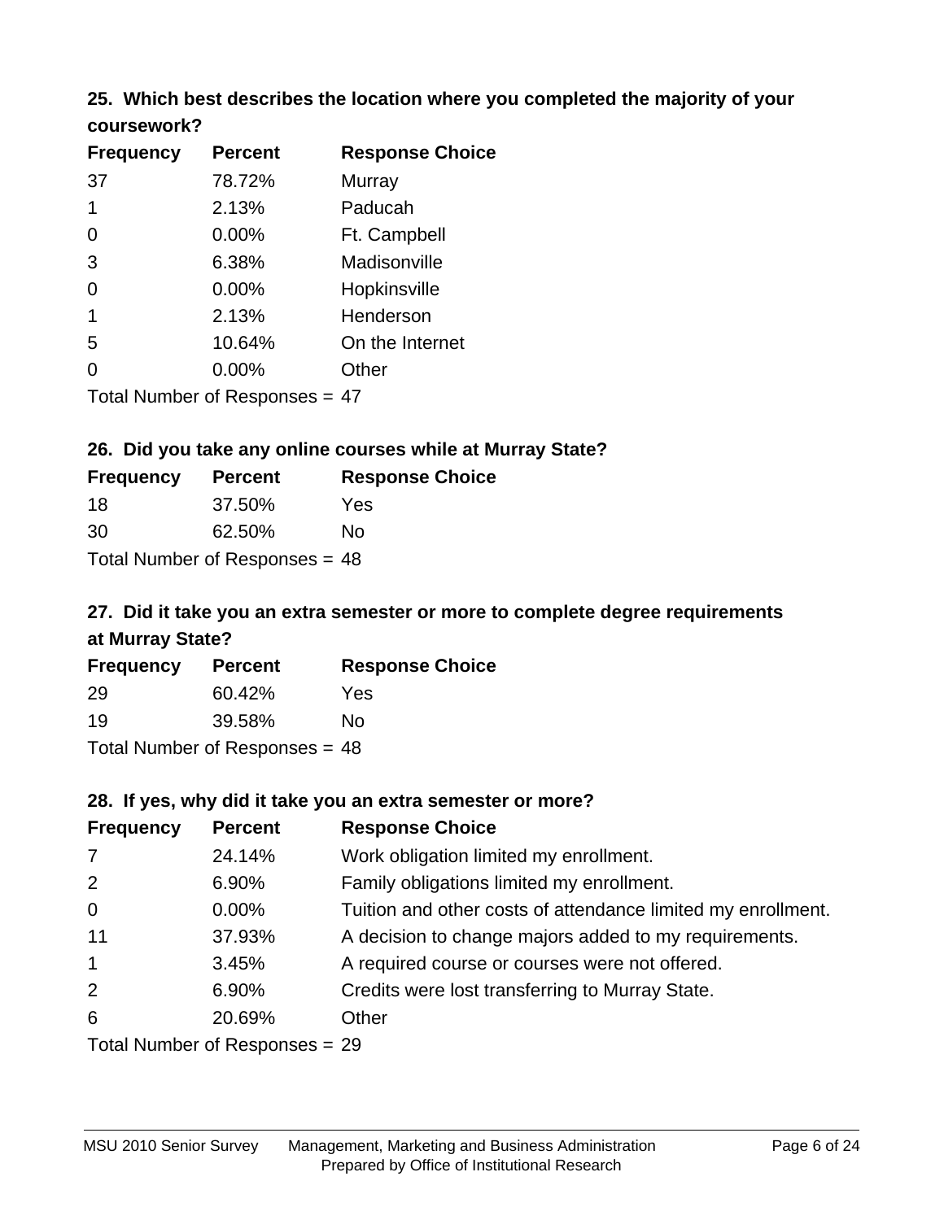### 25. Which best describes the location where you completed the majority of your coursework?

| Frequency | Percent | Response Choice |
|---|---|---|
| 37 | 78.72% | Murray |
| 1 | 2.13% | Paducah |
| 0 | 0.00% | Ft. Campbell |
| 3 | 6.38% | Madisonville |
| 0 | 0.00% | Hopkinsville |
| 1 | 2.13% | Henderson |
| 5 | 10.64% | On the Internet |
| 0 | 0.00% | Other |

Total Number of Responses = 47

### 26. Did you take any online courses while at Murray State?

| Frequency | Percent | Response Choice |
|---|---|---|
| 18 | 37.50% | Yes |
| 30 | 62.50% | No |

Total Number of Responses = 48

### 27. Did it take you an extra semester or more to complete degree requirements at Murray State?

| Frequency | Percent | Response Choice |
|---|---|---|
| 29 | 60.42% | Yes |
| 19 | 39.58% | No |

Total Number of Responses = 48

### 28. If yes, why did it take you an extra semester or more?

| Frequency | Percent | Response Choice |
|---|---|---|
| 7 | 24.14% | Work obligation limited my enrollment. |
| 2 | 6.90% | Family obligations limited my enrollment. |
| 0 | 0.00% | Tuition and other costs of attendance limited my enrollment. |
| 11 | 37.93% | A decision to change majors added to my requirements. |
| 1 | 3.45% | A required course or courses were not offered. |
| 2 | 6.90% | Credits were lost transferring to Murray State. |
| 6 | 20.69% | Other |

Total Number of Responses = 29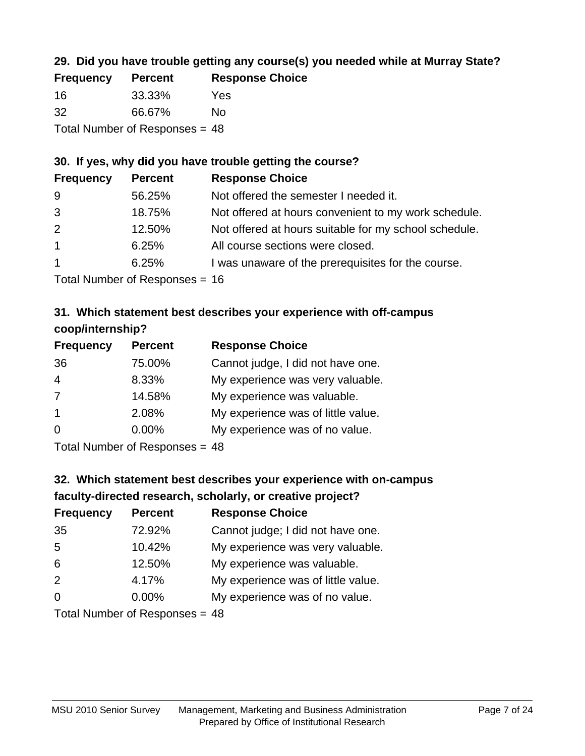### 29. Did you have trouble getting any course(s) you needed while at Murray State?

| Frequency | Percent | Response Choice |
| --- | --- | --- |
| 16 | 33.33% | Yes |
| 32 | 66.67% | No |

Total Number of Responses = 48

### 30. If yes, why did you have trouble getting the course?

| Frequency | Percent | Response Choice |
| --- | --- | --- |
| 9 | 56.25% | Not offered the semester I needed it. |
| 3 | 18.75% | Not offered at hours convenient to my work schedule. |
| 2 | 12.50% | Not offered at hours suitable for my school schedule. |
| 1 | 6.25% | All course sections were closed. |
| 1 | 6.25% | I was unaware of the prerequisites for the course. |

Total Number of Responses = 16

### 31. Which statement best describes your experience with off-campus coop/internship?

| Frequency | Percent | Response Choice |
| --- | --- | --- |
| 36 | 75.00% | Cannot judge, I did not have one. |
| 4 | 8.33% | My experience was very valuable. |
| 7 | 14.58% | My experience was valuable. |
| 1 | 2.08% | My experience was of little value. |
| 0 | 0.00% | My experience was of no value. |

Total Number of Responses = 48

### 32. Which statement best describes your experience with on-campus faculty-directed research, scholarly, or creative project?

| Frequency | Percent | Response Choice |
| --- | --- | --- |
| 35 | 72.92% | Cannot judge; I did not have one. |
| 5 | 10.42% | My experience was very valuable. |
| 6 | 12.50% | My experience was valuable. |
| 2 | 4.17% | My experience was of little value. |
| 0 | 0.00% | My experience was of no value. |

Total Number of Responses = 48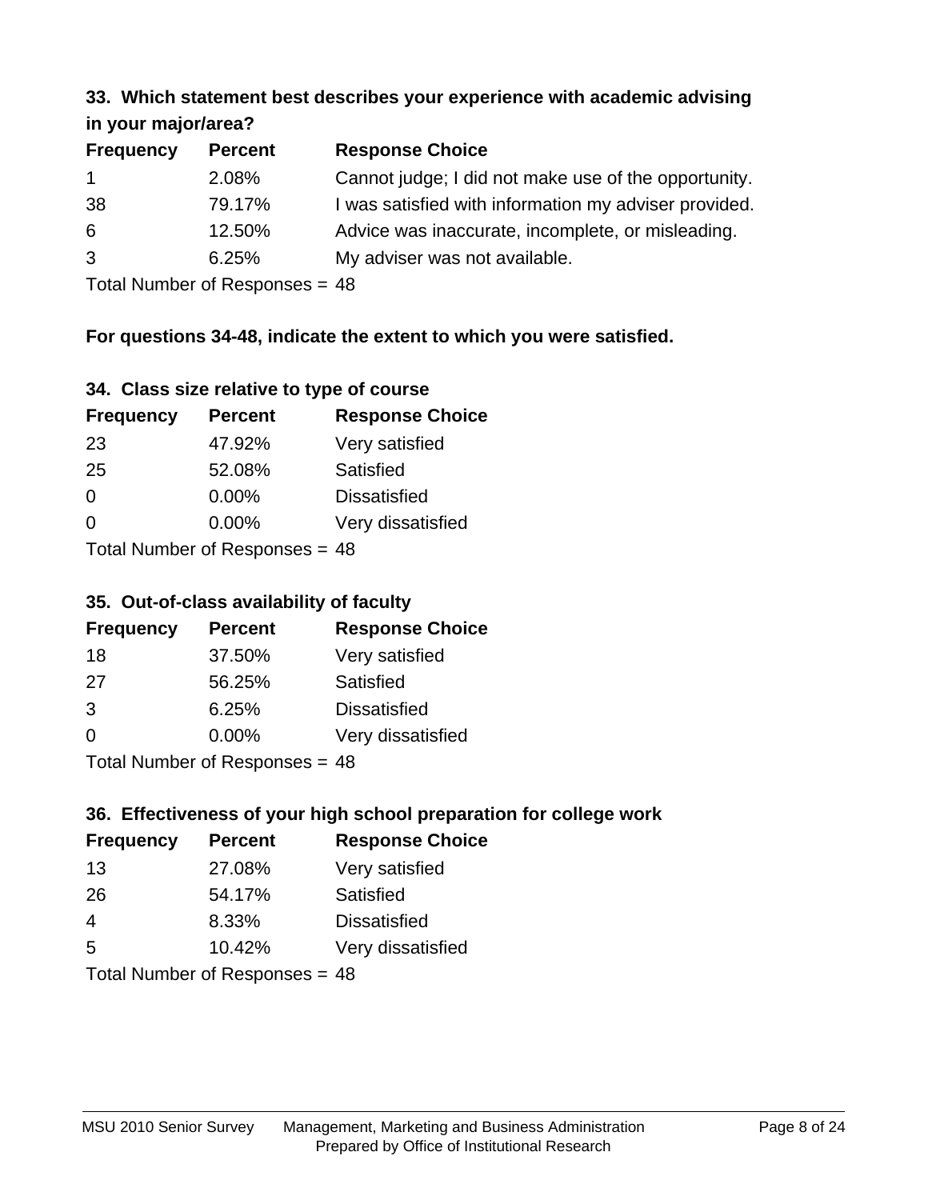### 33. Which statement best describes your experience with academic advising in your major/area?

| Frequency | Percent | Response Choice |
|---|---|---|
| 1 | 2.08% | Cannot judge; I did not make use of the opportunity. |
| 38 | 79.17% | I was satisfied with information my adviser provided. |
| 6 | 12.50% | Advice was inaccurate, incomplete, or misleading. |
| 3 | 6.25% | My adviser was not available. |

Total Number of Responses = 48

**For questions 34-48, indicate the extent to which you were satisfied.**

### 34. Class size relative to type of course

| Frequency | Percent | Response Choice |
|---|---|---|
| 23 | 47.92% | Very satisfied |
| 25 | 52.08% | Satisfied |
| 0 | 0.00% | Dissatisfied |
| 0 | 0.00% | Very dissatisfied |

Total Number of Responses = 48

### 35. Out-of-class availability of faculty

| Frequency | Percent | Response Choice |
|---|---|---|
| 18 | 37.50% | Very satisfied |
| 27 | 56.25% | Satisfied |
| 3 | 6.25% | Dissatisfied |
| 0 | 0.00% | Very dissatisfied |

Total Number of Responses = 48

### 36. Effectiveness of your high school preparation for college work

| Frequency | Percent | Response Choice |
|---|---|---|
| 13 | 27.08% | Very satisfied |
| 26 | 54.17% | Satisfied |
| 4 | 8.33% | Dissatisfied |
| 5 | 10.42% | Very dissatisfied |

Total Number of Responses = 48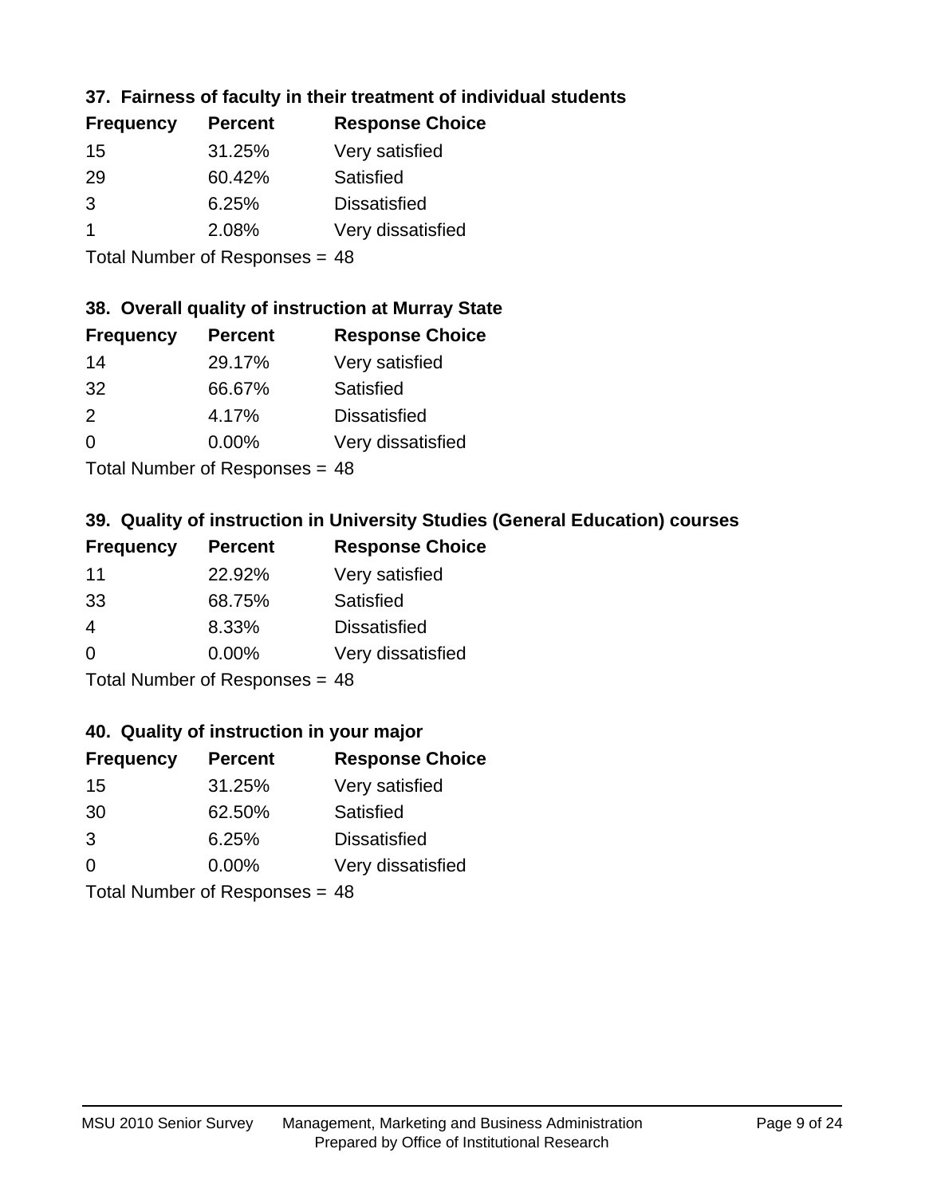### 37. Fairness of faculty in their treatment of individual students

| Frequency | Percent | Response Choice |
|---|---|---|
| 15 | 31.25% | Very satisfied |
| 29 | 60.42% | Satisfied |
| 3 | 6.25% | Dissatisfied |
| 1 | 2.08% | Very dissatisfied |

Total Number of Responses = 48

### 38. Overall quality of instruction at Murray State

| Frequency | Percent | Response Choice |
|---|---|---|
| 14 | 29.17% | Very satisfied |
| 32 | 66.67% | Satisfied |
| 2 | 4.17% | Dissatisfied |
| 0 | 0.00% | Very dissatisfied |

Total Number of Responses = 48

### 39. Quality of instruction in University Studies (General Education) courses

| Frequency | Percent | Response Choice |
|---|---|---|
| 11 | 22.92% | Very satisfied |
| 33 | 68.75% | Satisfied |
| 4 | 8.33% | Dissatisfied |
| 0 | 0.00% | Very dissatisfied |

Total Number of Responses = 48

### 40. Quality of instruction in your major

| Frequency | Percent | Response Choice |
|---|---|---|
| 15 | 31.25% | Very satisfied |
| 30 | 62.50% | Satisfied |
| 3 | 6.25% | Dissatisfied |
| 0 | 0.00% | Very dissatisfied |

Total Number of Responses = 48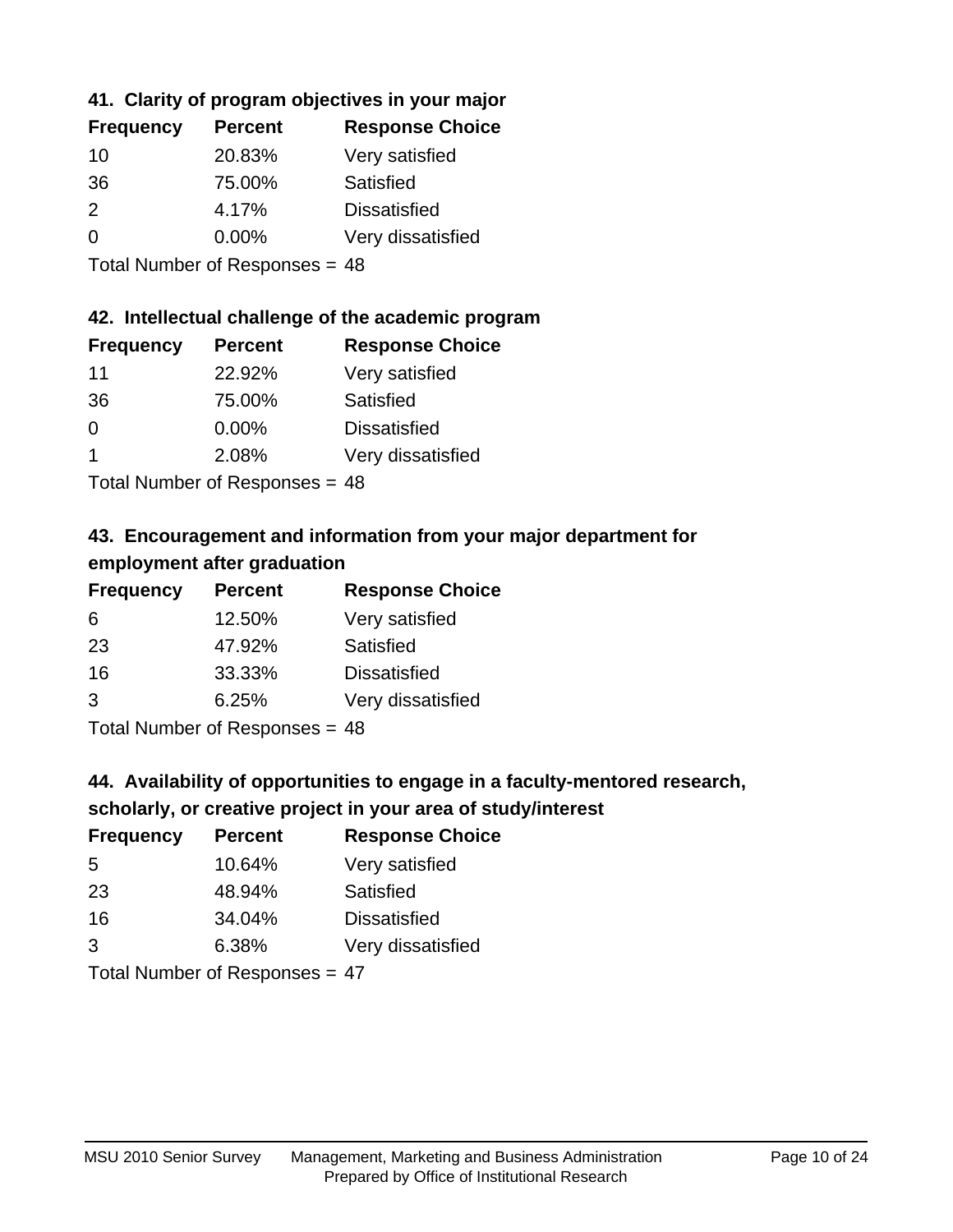### 41. Clarity of program objectives in your major

| Frequency | Percent | Response Choice |
|---|---|---|
| 10 | 20.83% | Very satisfied |
| 36 | 75.00% | Satisfied |
| 2 | 4.17% | Dissatisfied |
| 0 | 0.00% | Very dissatisfied |

Total Number of Responses = 48

### 42. Intellectual challenge of the academic program

| Frequency | Percent | Response Choice |
|---|---|---|
| 11 | 22.92% | Very satisfied |
| 36 | 75.00% | Satisfied |
| 0 | 0.00% | Dissatisfied |
| 1 | 2.08% | Very dissatisfied |

Total Number of Responses = 48

### 43. Encouragement and information from your major department for employment after graduation

| Frequency | Percent | Response Choice |
|---|---|---|
| 6 | 12.50% | Very satisfied |
| 23 | 47.92% | Satisfied |
| 16 | 33.33% | Dissatisfied |
| 3 | 6.25% | Very dissatisfied |

Total Number of Responses = 48

### 44. Availability of opportunities to engage in a faculty-mentored research, scholarly, or creative project in your area of study/interest

| Frequency | Percent | Response Choice |
|---|---|---|
| 5 | 10.64% | Very satisfied |
| 23 | 48.94% | Satisfied |
| 16 | 34.04% | Dissatisfied |
| 3 | 6.38% | Very dissatisfied |

Total Number of Responses = 47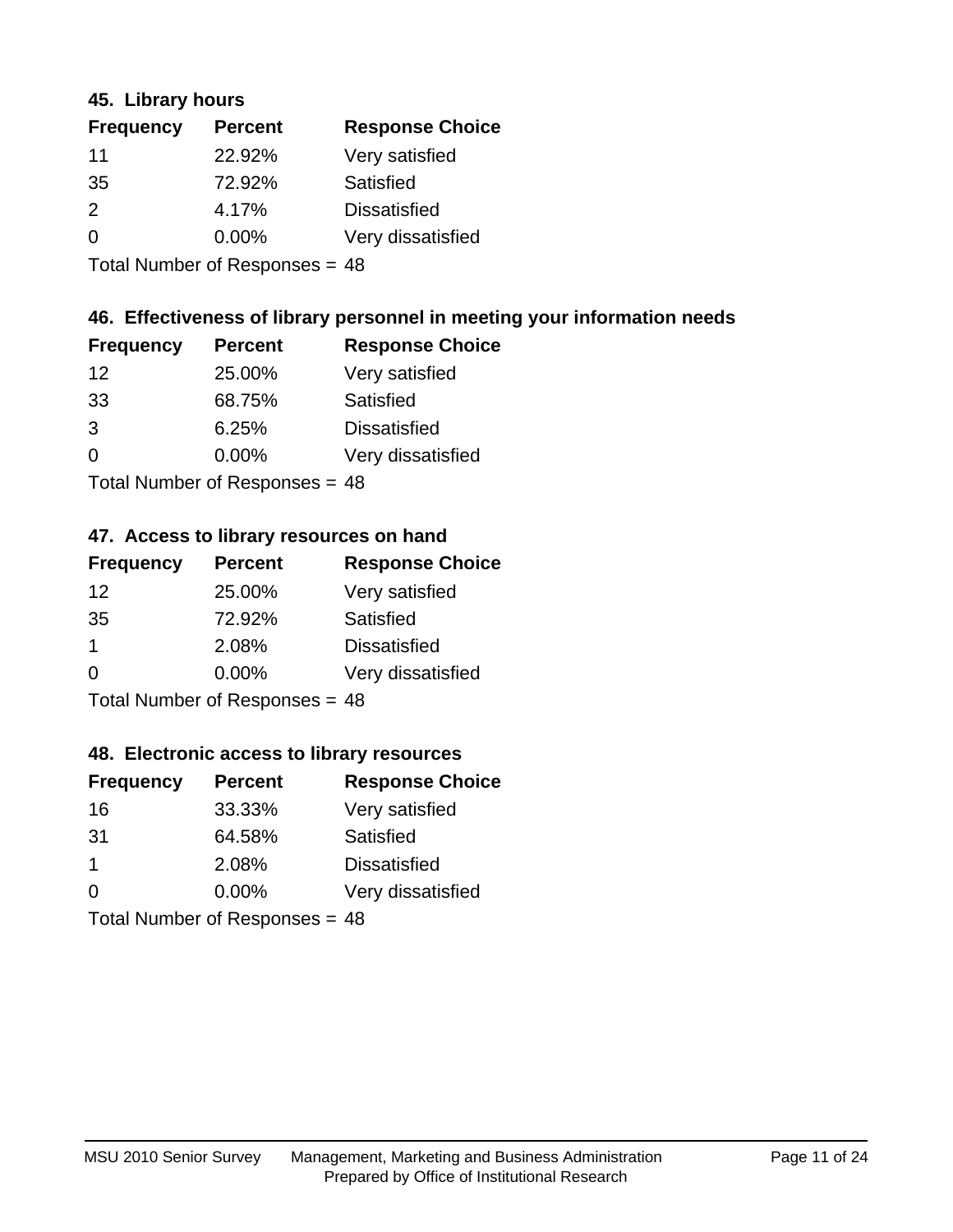### 45. Library hours

| Frequency | Percent | Response Choice |
|---|---|---|
| 11 | 22.92% | Very satisfied |
| 35 | 72.92% | Satisfied |
| 2 | 4.17% | Dissatisfied |
| 0 | 0.00% | Very dissatisfied |

Total Number of Responses = 48

### 46. Effectiveness of library personnel in meeting your information needs

| Frequency | Percent | Response Choice |
|---|---|---|
| 12 | 25.00% | Very satisfied |
| 33 | 68.75% | Satisfied |
| 3 | 6.25% | Dissatisfied |
| 0 | 0.00% | Very dissatisfied |

Total Number of Responses = 48

### 47. Access to library resources on hand

| Frequency | Percent | Response Choice |
|---|---|---|
| 12 | 25.00% | Very satisfied |
| 35 | 72.92% | Satisfied |
| 1 | 2.08% | Dissatisfied |
| 0 | 0.00% | Very dissatisfied |

Total Number of Responses = 48

### 48. Electronic access to library resources

| Frequency | Percent | Response Choice |
|---|---|---|
| 16 | 33.33% | Very satisfied |
| 31 | 64.58% | Satisfied |
| 1 | 2.08% | Dissatisfied |
| 0 | 0.00% | Very dissatisfied |

Total Number of Responses = 48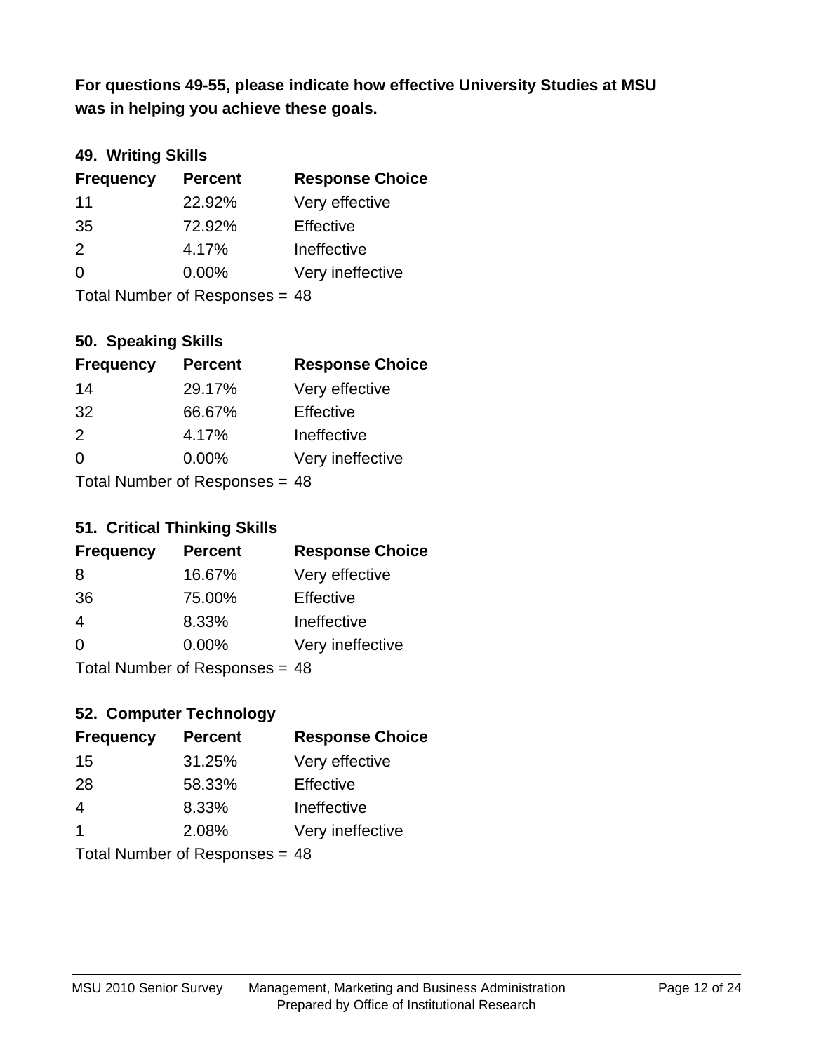**For questions 49-55, please indicate how effective University Studies at MSU was in helping you achieve these goals.**

### 49. Writing Skills

| Frequency | Percent | Response Choice |
|---|---|---|
| 11 | 22.92% | Very effective |
| 35 | 72.92% | Effective |
| 2 | 4.17% | Ineffective |
| 0 | 0.00% | Very ineffective |

Total Number of Responses = 48

### 50. Speaking Skills

| Frequency | Percent | Response Choice |
|---|---|---|
| 14 | 29.17% | Very effective |
| 32 | 66.67% | Effective |
| 2 | 4.17% | Ineffective |
| 0 | 0.00% | Very ineffective |

Total Number of Responses = 48

### 51. Critical Thinking Skills

| Frequency | Percent | Response Choice |
|---|---|---|
| 8 | 16.67% | Very effective |
| 36 | 75.00% | Effective |
| 4 | 8.33% | Ineffective |
| 0 | 0.00% | Very ineffective |

Total Number of Responses = 48

### 52. Computer Technology

| Frequency | Percent | Response Choice |
|---|---|---|
| 15 | 31.25% | Very effective |
| 28 | 58.33% | Effective |
| 4 | 8.33% | Ineffective |
| 1 | 2.08% | Very ineffective |

Total Number of Responses = 48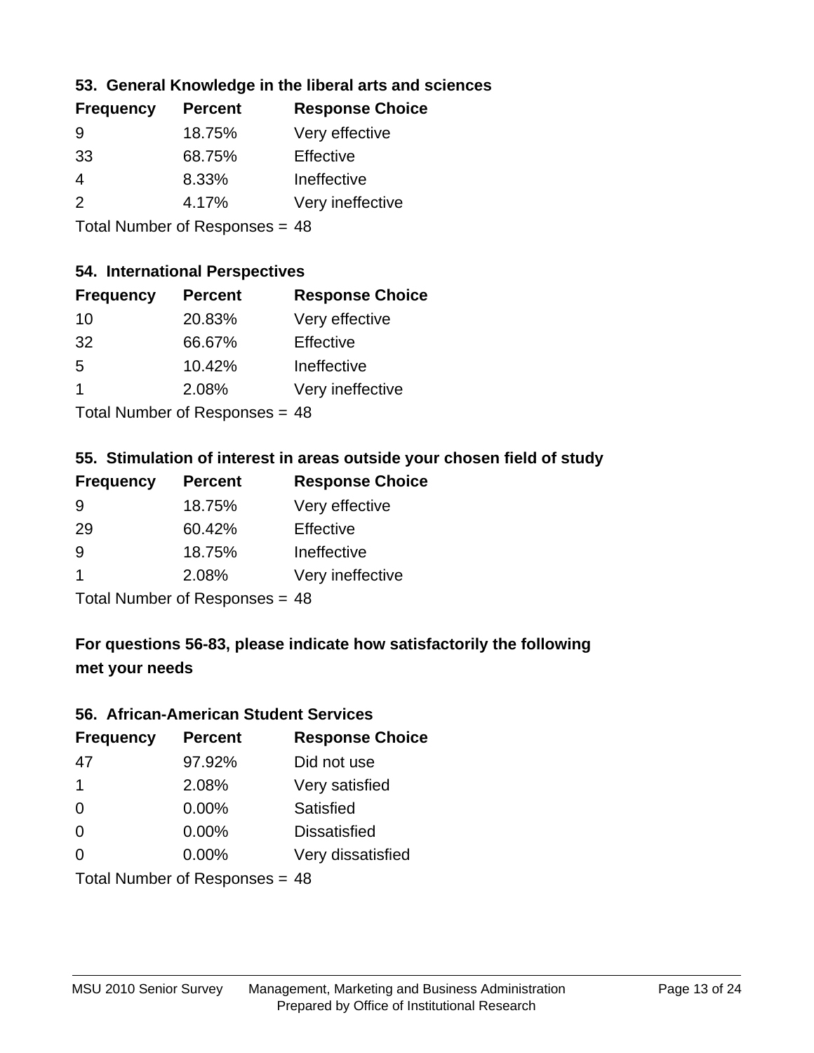### 53. General Knowledge in the liberal arts and sciences

| Frequency | Percent | Response Choice |
|---|---|---|
| 9 | 18.75% | Very effective |
| 33 | 68.75% | Effective |
| 4 | 8.33% | Ineffective |
| 2 | 4.17% | Very ineffective |

Total Number of Responses = 48

### 54. International Perspectives

| Frequency | Percent | Response Choice |
|---|---|---|
| 10 | 20.83% | Very effective |
| 32 | 66.67% | Effective |
| 5 | 10.42% | Ineffective |
| 1 | 2.08% | Very ineffective |

Total Number of Responses = 48

### 55. Stimulation of interest in areas outside your chosen field of study

| Frequency | Percent | Response Choice |
|---|---|---|
| 9 | 18.75% | Very effective |
| 29 | 60.42% | Effective |
| 9 | 18.75% | Ineffective |
| 1 | 2.08% | Very ineffective |

Total Number of Responses = 48

## For questions 56-83, please indicate how satisfactorily the following met your needs

### 56. African-American Student Services

| Frequency | Percent | Response Choice |
|---|---|---|
| 47 | 97.92% | Did not use |
| 1 | 2.08% | Very satisfied |
| 0 | 0.00% | Satisfied |
| 0 | 0.00% | Dissatisfied |
| 0 | 0.00% | Very dissatisfied |

Total Number of Responses = 48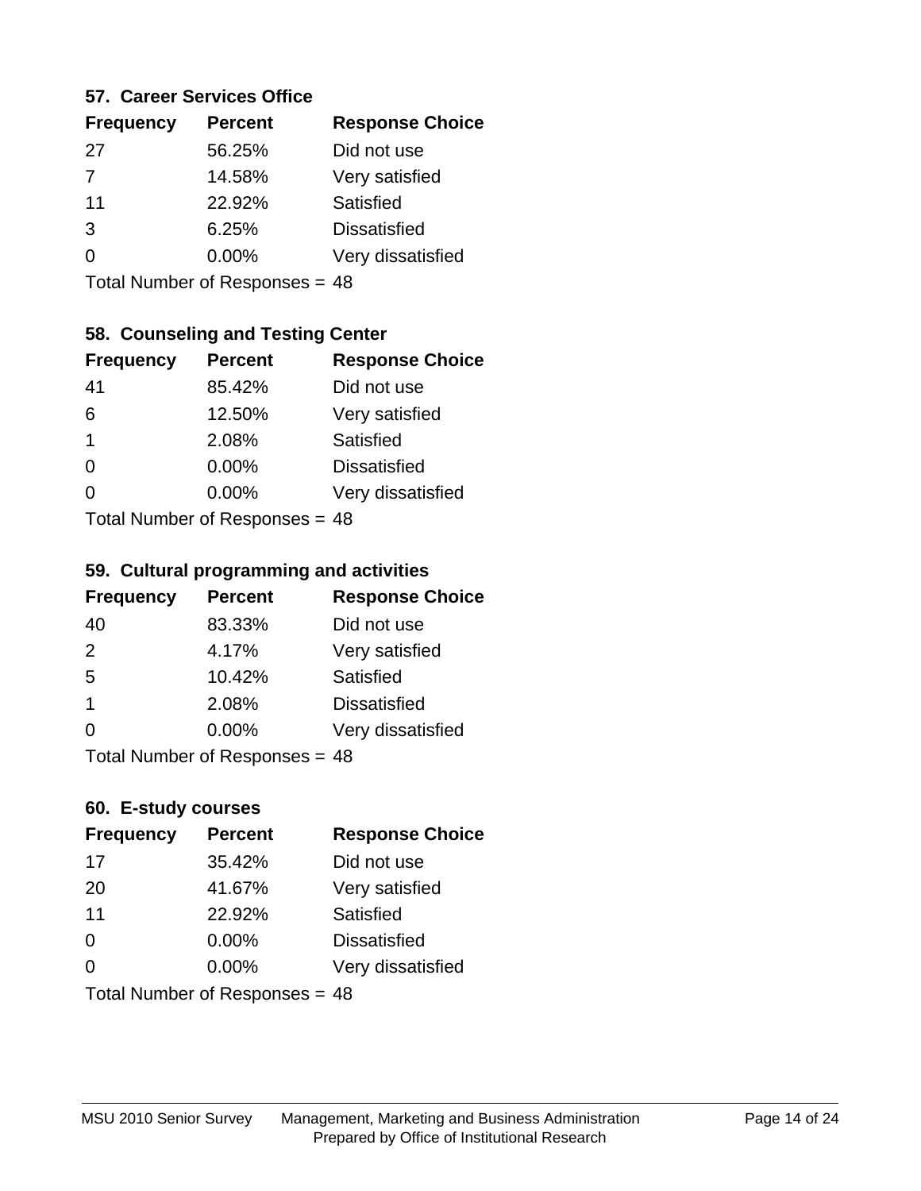### 57. Career Services Office

| Frequency | Percent | Response Choice |
|---|---|---|
| 27 | 56.25% | Did not use |
| 7 | 14.58% | Very satisfied |
| 11 | 22.92% | Satisfied |
| 3 | 6.25% | Dissatisfied |
| 0 | 0.00% | Very dissatisfied |

Total Number of Responses = 48

### 58. Counseling and Testing Center

| Frequency | Percent | Response Choice |
|---|---|---|
| 41 | 85.42% | Did not use |
| 6 | 12.50% | Very satisfied |
| 1 | 2.08% | Satisfied |
| 0 | 0.00% | Dissatisfied |
| 0 | 0.00% | Very dissatisfied |

Total Number of Responses = 48

### 59. Cultural programming and activities

| Frequency | Percent | Response Choice |
|---|---|---|
| 40 | 83.33% | Did not use |
| 2 | 4.17% | Very satisfied |
| 5 | 10.42% | Satisfied |
| 1 | 2.08% | Dissatisfied |
| 0 | 0.00% | Very dissatisfied |

Total Number of Responses = 48

### 60. E-study courses

| Frequency | Percent | Response Choice |
|---|---|---|
| 17 | 35.42% | Did not use |
| 20 | 41.67% | Very satisfied |
| 11 | 22.92% | Satisfied |
| 0 | 0.00% | Dissatisfied |
| 0 | 0.00% | Very dissatisfied |

Total Number of Responses = 48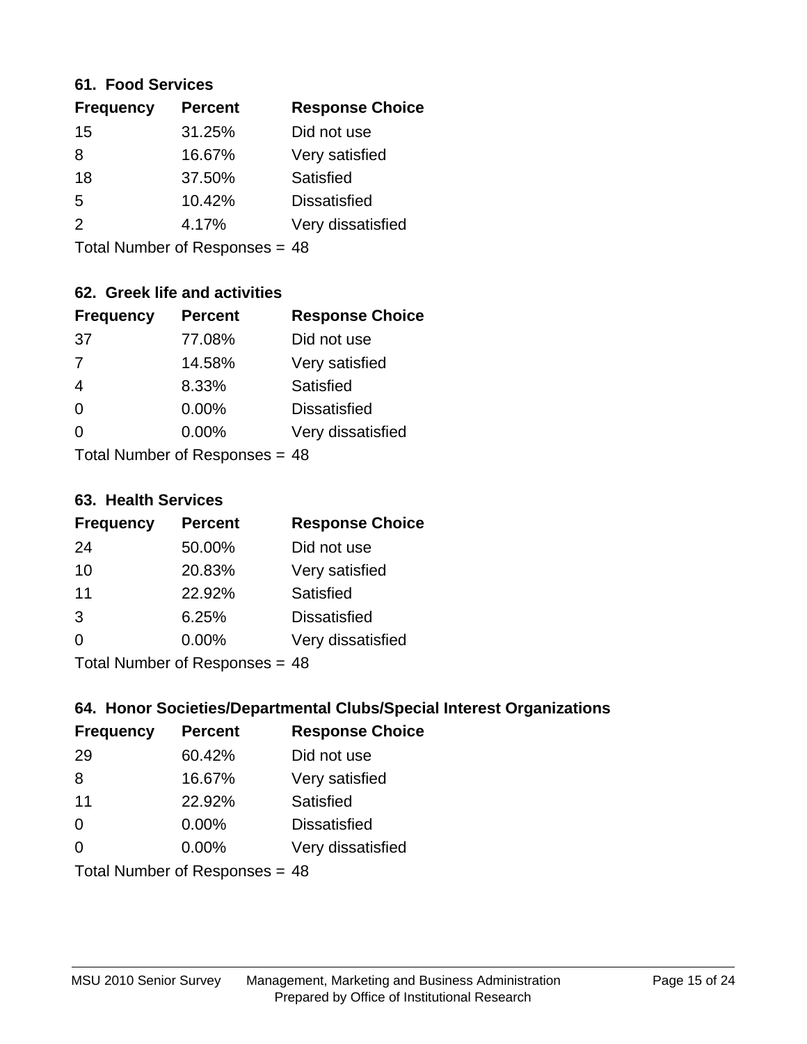### 61. Food Services

| Frequency | Percent | Response Choice |
|---|---|---|
| 15 | 31.25% | Did not use |
| 8 | 16.67% | Very satisfied |
| 18 | 37.50% | Satisfied |
| 5 | 10.42% | Dissatisfied |
| 2 | 4.17% | Very dissatisfied |

Total Number of Responses = 48

### 62. Greek life and activities

| Frequency | Percent | Response Choice |
|---|---|---|
| 37 | 77.08% | Did not use |
| 7 | 14.58% | Very satisfied |
| 4 | 8.33% | Satisfied |
| 0 | 0.00% | Dissatisfied |
| 0 | 0.00% | Very dissatisfied |

Total Number of Responses = 48

### 63. Health Services

| Frequency | Percent | Response Choice |
|---|---|---|
| 24 | 50.00% | Did not use |
| 10 | 20.83% | Very satisfied |
| 11 | 22.92% | Satisfied |
| 3 | 6.25% | Dissatisfied |
| 0 | 0.00% | Very dissatisfied |

Total Number of Responses = 48

### 64. Honor Societies/Departmental Clubs/Special Interest Organizations

| Frequency | Percent | Response Choice |
|---|---|---|
| 29 | 60.42% | Did not use |
| 8 | 16.67% | Very satisfied |
| 11 | 22.92% | Satisfied |
| 0 | 0.00% | Dissatisfied |
| 0 | 0.00% | Very dissatisfied |

Total Number of Responses = 48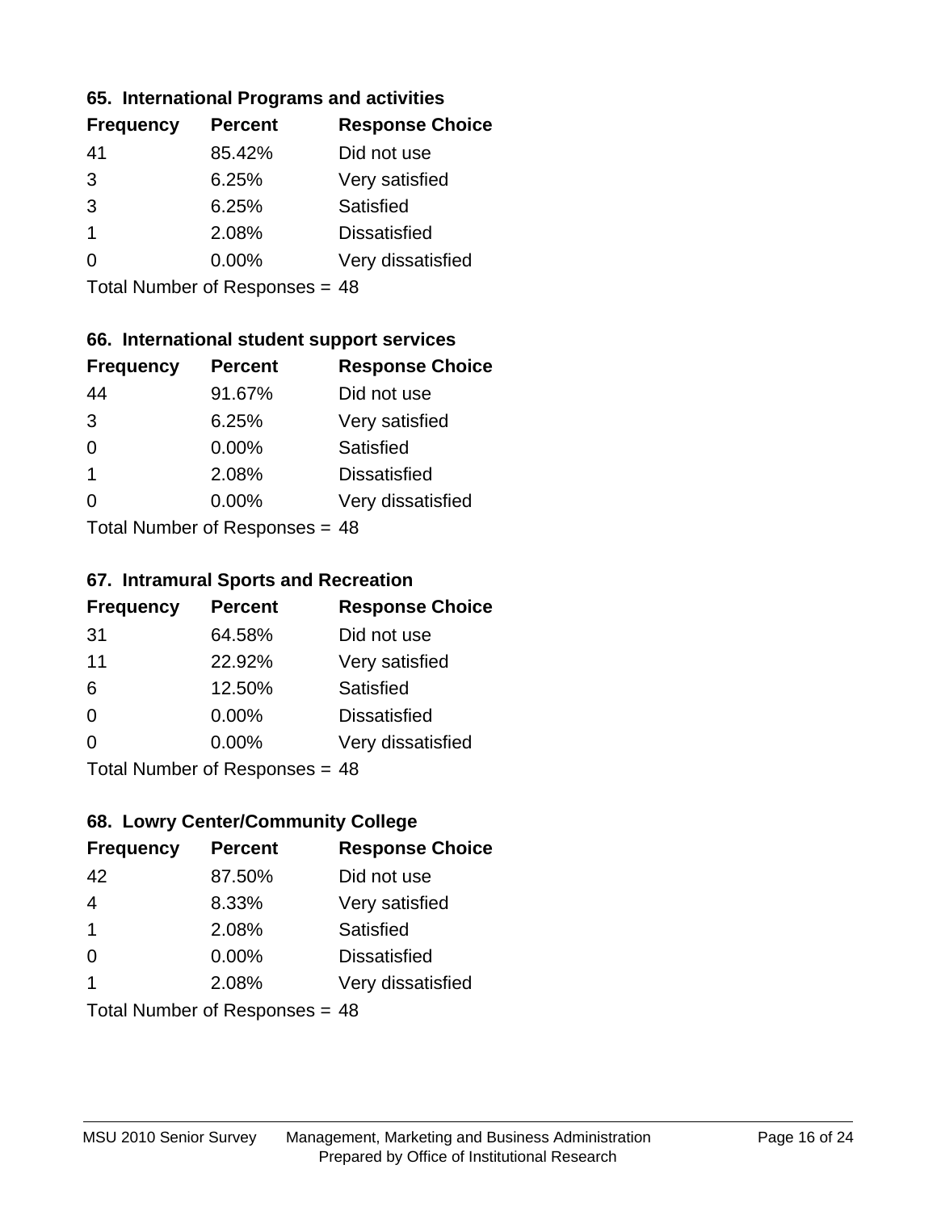### 65. International Programs and activities

| Frequency | Percent | Response Choice |
|---|---|---|
| 41 | 85.42% | Did not use |
| 3 | 6.25% | Very satisfied |
| 3 | 6.25% | Satisfied |
| 1 | 2.08% | Dissatisfied |
| 0 | 0.00% | Very dissatisfied |

Total Number of Responses = 48

### 66. International student support services

| Frequency | Percent | Response Choice |
|---|---|---|
| 44 | 91.67% | Did not use |
| 3 | 6.25% | Very satisfied |
| 0 | 0.00% | Satisfied |
| 1 | 2.08% | Dissatisfied |
| 0 | 0.00% | Very dissatisfied |

Total Number of Responses = 48

### 67. Intramural Sports and Recreation

| Frequency | Percent | Response Choice |
|---|---|---|
| 31 | 64.58% | Did not use |
| 11 | 22.92% | Very satisfied |
| 6 | 12.50% | Satisfied |
| 0 | 0.00% | Dissatisfied |
| 0 | 0.00% | Very dissatisfied |

Total Number of Responses = 48

### 68. Lowry Center/Community College

| Frequency | Percent | Response Choice |
|---|---|---|
| 42 | 87.50% | Did not use |
| 4 | 8.33% | Very satisfied |
| 1 | 2.08% | Satisfied |
| 0 | 0.00% | Dissatisfied |
| 1 | 2.08% | Very dissatisfied |

Total Number of Responses = 48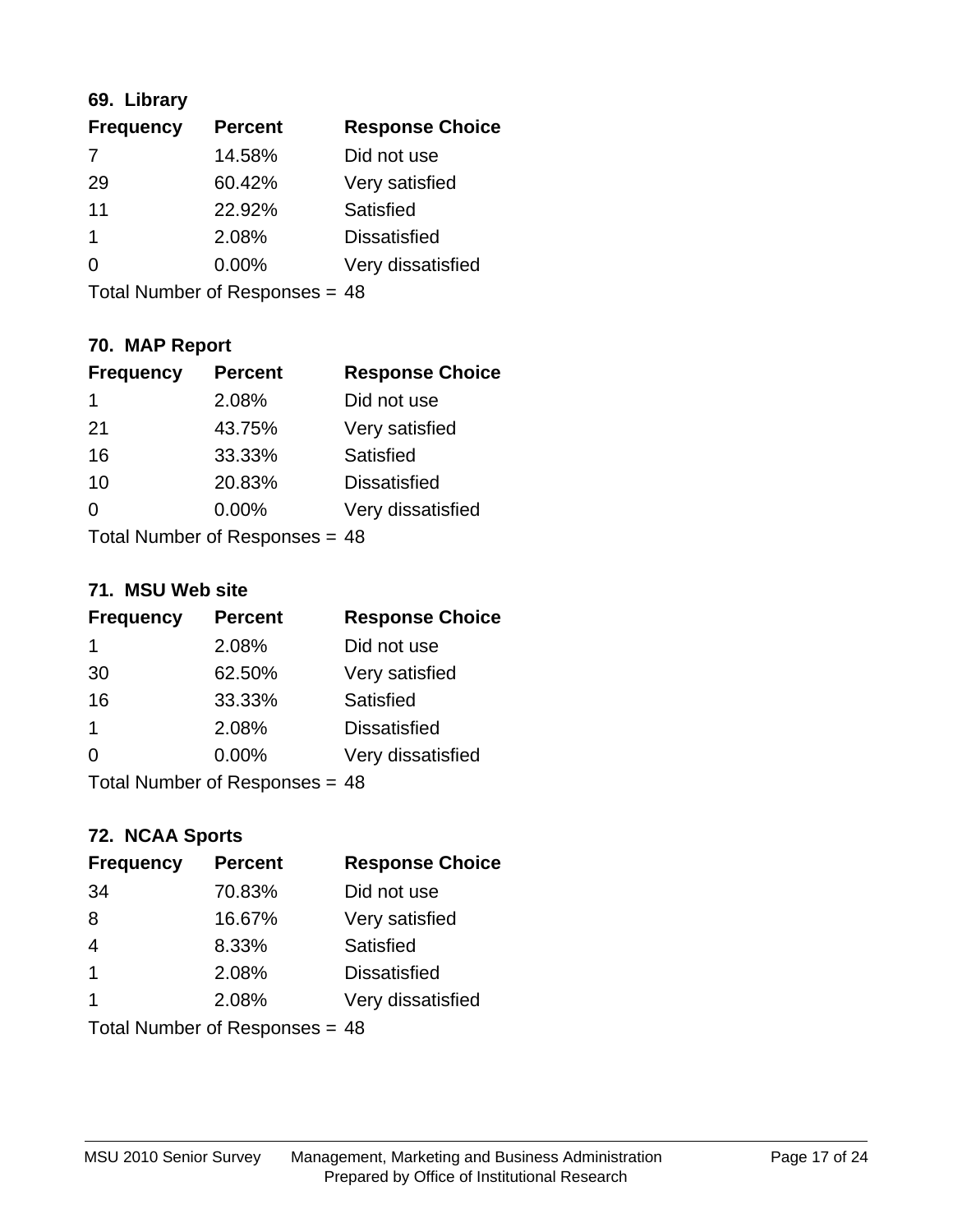### 69. Library

| Frequency | Percent | Response Choice |
|---|---|---|
| 7 | 14.58% | Did not use |
| 29 | 60.42% | Very satisfied |
| 11 | 22.92% | Satisfied |
| 1 | 2.08% | Dissatisfied |
| 0 | 0.00% | Very dissatisfied |

Total Number of Responses = 48

### 70. MAP Report

| Frequency | Percent | Response Choice |
|---|---|---|
| 1 | 2.08% | Did not use |
| 21 | 43.75% | Very satisfied |
| 16 | 33.33% | Satisfied |
| 10 | 20.83% | Dissatisfied |
| 0 | 0.00% | Very dissatisfied |

Total Number of Responses = 48

### 71. MSU Web site

| Frequency | Percent | Response Choice |
|---|---|---|
| 1 | 2.08% | Did not use |
| 30 | 62.50% | Very satisfied |
| 16 | 33.33% | Satisfied |
| 1 | 2.08% | Dissatisfied |
| 0 | 0.00% | Very dissatisfied |

Total Number of Responses = 48

### 72. NCAA Sports

| Frequency | Percent | Response Choice |
|---|---|---|
| 34 | 70.83% | Did not use |
| 8 | 16.67% | Very satisfied |
| 4 | 8.33% | Satisfied |
| 1 | 2.08% | Dissatisfied |
| 1 | 2.08% | Very dissatisfied |

Total Number of Responses = 48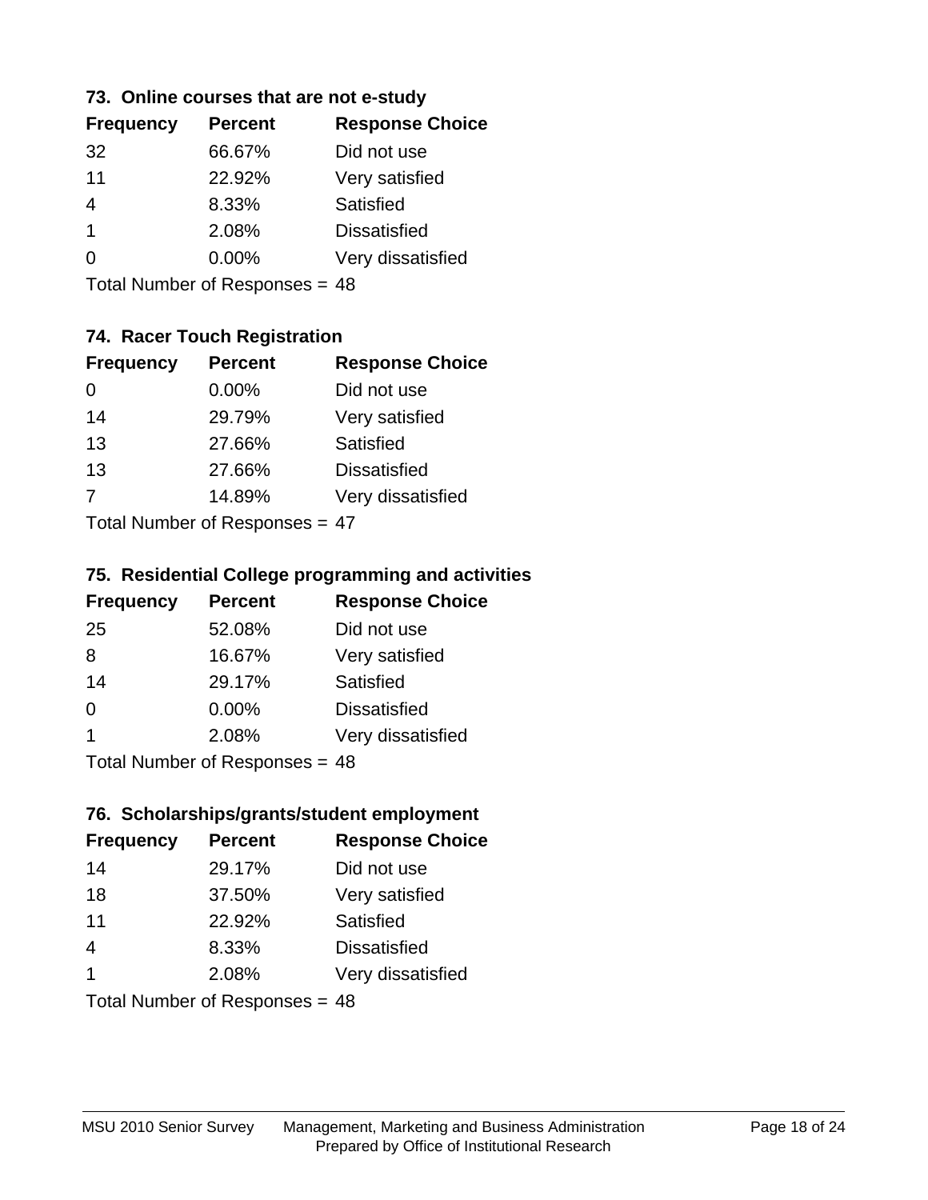### 73. Online courses that are not e-study

| Frequency | Percent | Response Choice |
|---|---|---|
| 32 | 66.67% | Did not use |
| 11 | 22.92% | Very satisfied |
| 4 | 8.33% | Satisfied |
| 1 | 2.08% | Dissatisfied |
| 0 | 0.00% | Very dissatisfied |

Total Number of Responses = 48

### 74. Racer Touch Registration

| Frequency | Percent | Response Choice |
|---|---|---|
| 0 | 0.00% | Did not use |
| 14 | 29.79% | Very satisfied |
| 13 | 27.66% | Satisfied |
| 13 | 27.66% | Dissatisfied |
| 7 | 14.89% | Very dissatisfied |

Total Number of Responses = 47

### 75. Residential College programming and activities

| Frequency | Percent | Response Choice |
|---|---|---|
| 25 | 52.08% | Did not use |
| 8 | 16.67% | Very satisfied |
| 14 | 29.17% | Satisfied |
| 0 | 0.00% | Dissatisfied |
| 1 | 2.08% | Very dissatisfied |

Total Number of Responses = 48

### 76. Scholarships/grants/student employment

| Frequency | Percent | Response Choice |
|---|---|---|
| 14 | 29.17% | Did not use |
| 18 | 37.50% | Very satisfied |
| 11 | 22.92% | Satisfied |
| 4 | 8.33% | Dissatisfied |
| 1 | 2.08% | Very dissatisfied |

Total Number of Responses = 48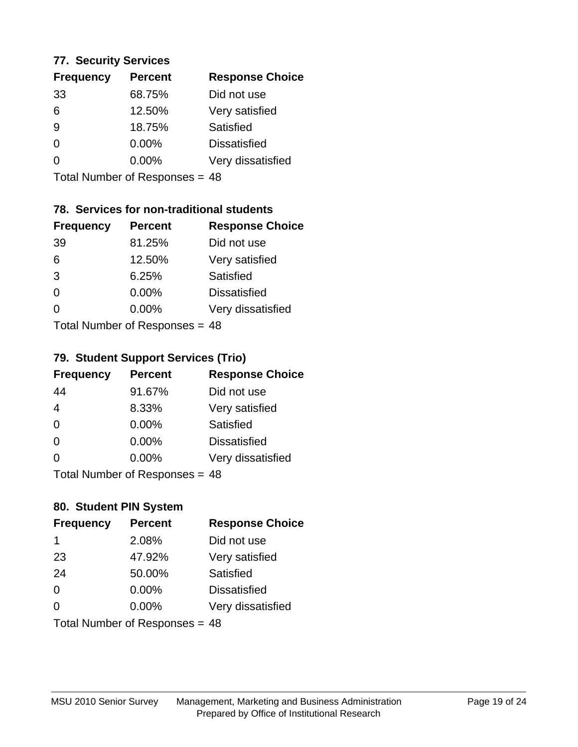### 77. Security Services

| Frequency | Percent | Response Choice |
|---|---|---|
| 33 | 68.75% | Did not use |
| 6 | 12.50% | Very satisfied |
| 9 | 18.75% | Satisfied |
| 0 | 0.00% | Dissatisfied |
| 0 | 0.00% | Very dissatisfied |

Total Number of Responses = 48

### 78. Services for non-traditional students

| Frequency | Percent | Response Choice |
|---|---|---|
| 39 | 81.25% | Did not use |
| 6 | 12.50% | Very satisfied |
| 3 | 6.25% | Satisfied |
| 0 | 0.00% | Dissatisfied |
| 0 | 0.00% | Very dissatisfied |

Total Number of Responses = 48

### 79. Student Support Services (Trio)

| Frequency | Percent | Response Choice |
|---|---|---|
| 44 | 91.67% | Did not use |
| 4 | 8.33% | Very satisfied |
| 0 | 0.00% | Satisfied |
| 0 | 0.00% | Dissatisfied |
| 0 | 0.00% | Very dissatisfied |

Total Number of Responses = 48

### 80. Student PIN System

| Frequency | Percent | Response Choice |
|---|---|---|
| 1 | 2.08% | Did not use |
| 23 | 47.92% | Very satisfied |
| 24 | 50.00% | Satisfied |
| 0 | 0.00% | Dissatisfied |
| 0 | 0.00% | Very dissatisfied |

Total Number of Responses = 48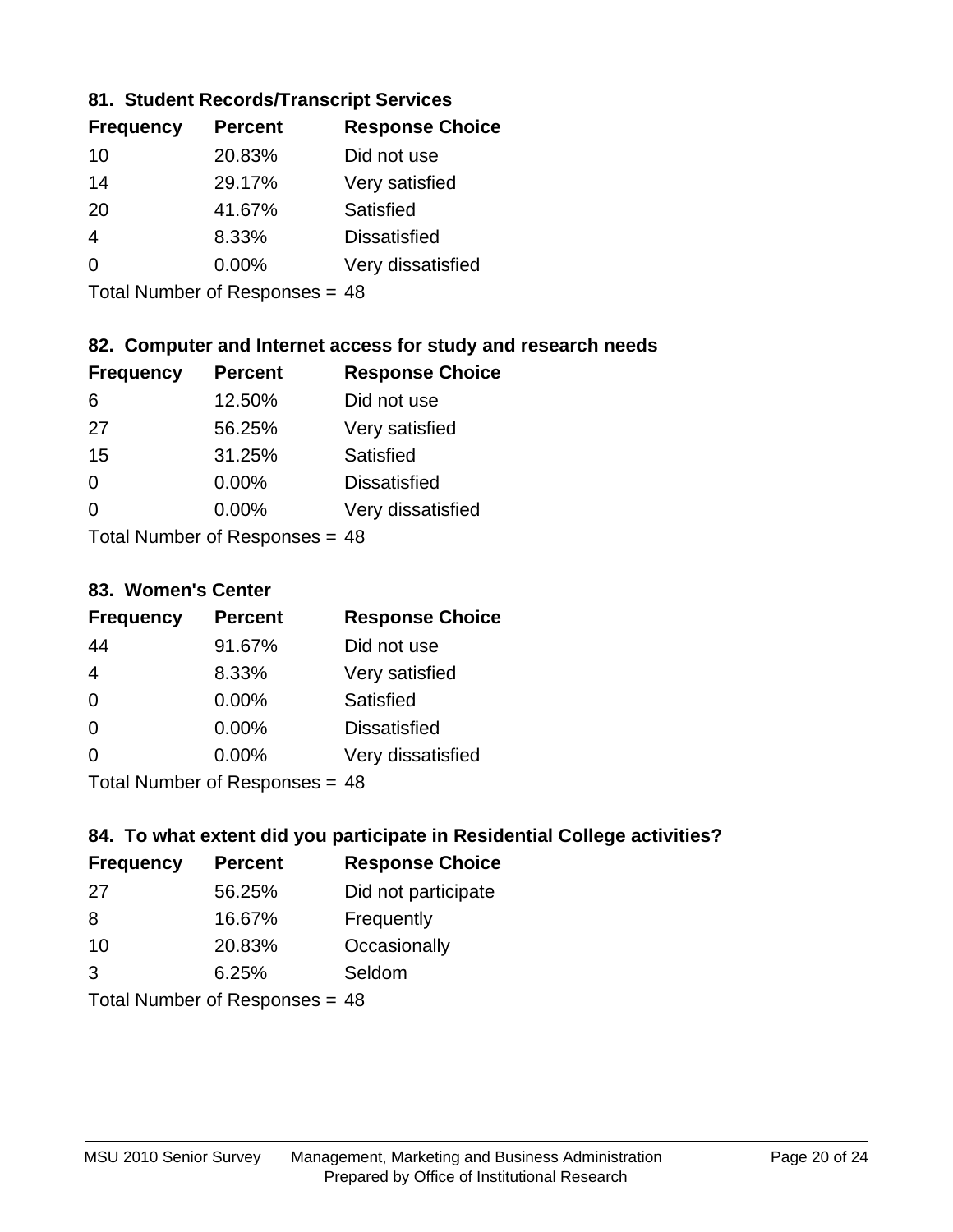### 81. Student Records/Transcript Services

| Frequency | Percent | Response Choice |
|---|---|---|
| 10 | 20.83% | Did not use |
| 14 | 29.17% | Very satisfied |
| 20 | 41.67% | Satisfied |
| 4 | 8.33% | Dissatisfied |
| 0 | 0.00% | Very dissatisfied |

Total Number of Responses = 48

### 82. Computer and Internet access for study and research needs

| Frequency | Percent | Response Choice |
|---|---|---|
| 6 | 12.50% | Did not use |
| 27 | 56.25% | Very satisfied |
| 15 | 31.25% | Satisfied |
| 0 | 0.00% | Dissatisfied |
| 0 | 0.00% | Very dissatisfied |

Total Number of Responses = 48

### 83. Women's Center

| Frequency | Percent | Response Choice |
|---|---|---|
| 44 | 91.67% | Did not use |
| 4 | 8.33% | Very satisfied |
| 0 | 0.00% | Satisfied |
| 0 | 0.00% | Dissatisfied |
| 0 | 0.00% | Very dissatisfied |

Total Number of Responses = 48

### 84. To what extent did you participate in Residential College activities?

| Frequency | Percent | Response Choice |
|---|---|---|
| 27 | 56.25% | Did not participate |
| 8 | 16.67% | Frequently |
| 10 | 20.83% | Occasionally |
| 3 | 6.25% | Seldom |

Total Number of Responses = 48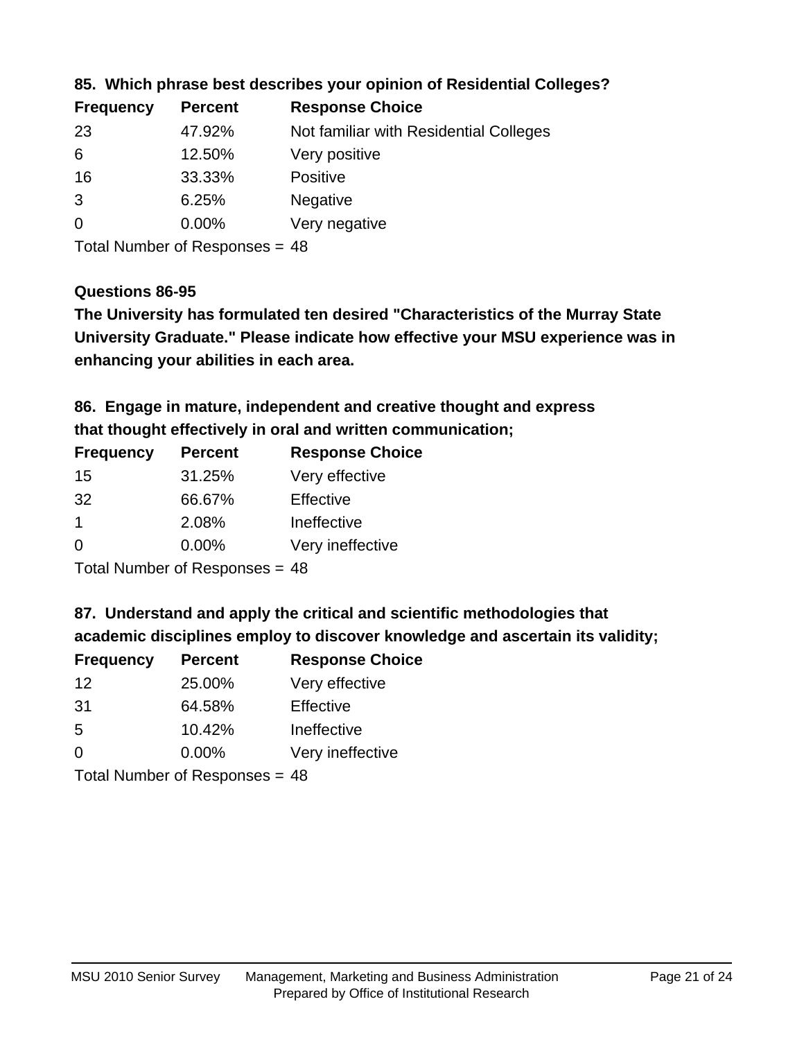### 85. Which phrase best describes your opinion of Residential Colleges?

| Frequency | Percent | Response Choice |
| --- | --- | --- |
| 23 | 47.92% | Not familiar with Residential Colleges |
| 6 | 12.50% | Very positive |
| 16 | 33.33% | Positive |
| 3 | 6.25% | Negative |
| 0 | 0.00% | Very negative |

Total Number of Responses = 48

### Questions 86-95

**The University has formulated ten desired "Characteristics of the Murray State University Graduate." Please indicate how effective your MSU experience was in enhancing your abilities in each area.**

### 86. Engage in mature, independent and creative thought and express that thought effectively in oral and written communication;

| Frequency | Percent | Response Choice |
| --- | --- | --- |
| 15 | 31.25% | Very effective |
| 32 | 66.67% | Effective |
| 1 | 2.08% | Ineffective |
| 0 | 0.00% | Very ineffective |

Total Number of Responses = 48

### 87. Understand and apply the critical and scientific methodologies that academic disciplines employ to discover knowledge and ascertain its validity;

| Frequency | Percent | Response Choice |
| --- | --- | --- |
| 12 | 25.00% | Very effective |
| 31 | 64.58% | Effective |
| 5 | 10.42% | Ineffective |
| 0 | 0.00% | Very ineffective |

Total Number of Responses = 48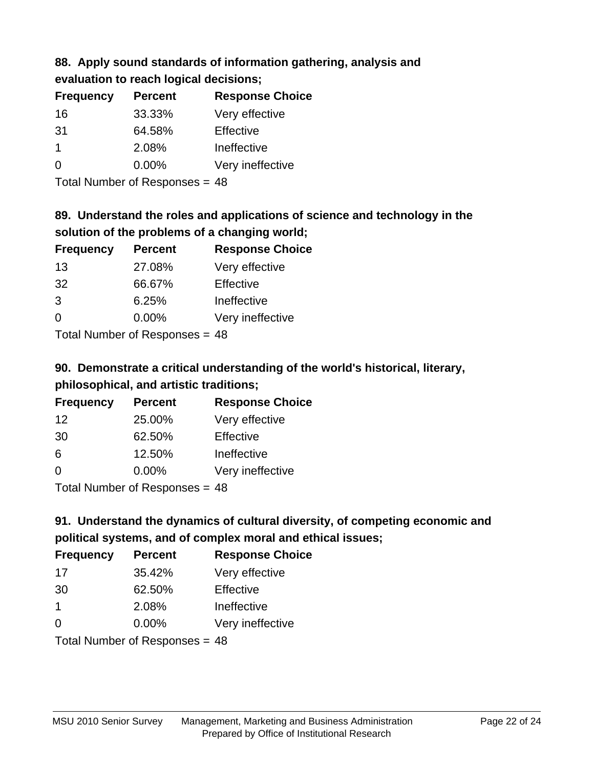### 88. Apply sound standards of information gathering, analysis and evaluation to reach logical decisions;

| Frequency | Percent | Response Choice |
| --- | --- | --- |
| 16 | 33.33% | Very effective |
| 31 | 64.58% | Effective |
| 1 | 2.08% | Ineffective |
| 0 | 0.00% | Very ineffective |

Total Number of Responses = 48

### 89. Understand the roles and applications of science and technology in the solution of the problems of a changing world;

| Frequency | Percent | Response Choice |
| --- | --- | --- |
| 13 | 27.08% | Very effective |
| 32 | 66.67% | Effective |
| 3 | 6.25% | Ineffective |
| 0 | 0.00% | Very ineffective |

Total Number of Responses = 48

### 90. Demonstrate a critical understanding of the world's historical, literary, philosophical, and artistic traditions;

| Frequency | Percent | Response Choice |
| --- | --- | --- |
| 12 | 25.00% | Very effective |
| 30 | 62.50% | Effective |
| 6 | 12.50% | Ineffective |
| 0 | 0.00% | Very ineffective |

Total Number of Responses = 48

### 91. Understand the dynamics of cultural diversity, of competing economic and political systems, and of complex moral and ethical issues;

| Frequency | Percent | Response Choice |
| --- | --- | --- |
| 17 | 35.42% | Very effective |
| 30 | 62.50% | Effective |
| 1 | 2.08% | Ineffective |
| 0 | 0.00% | Very ineffective |

Total Number of Responses = 48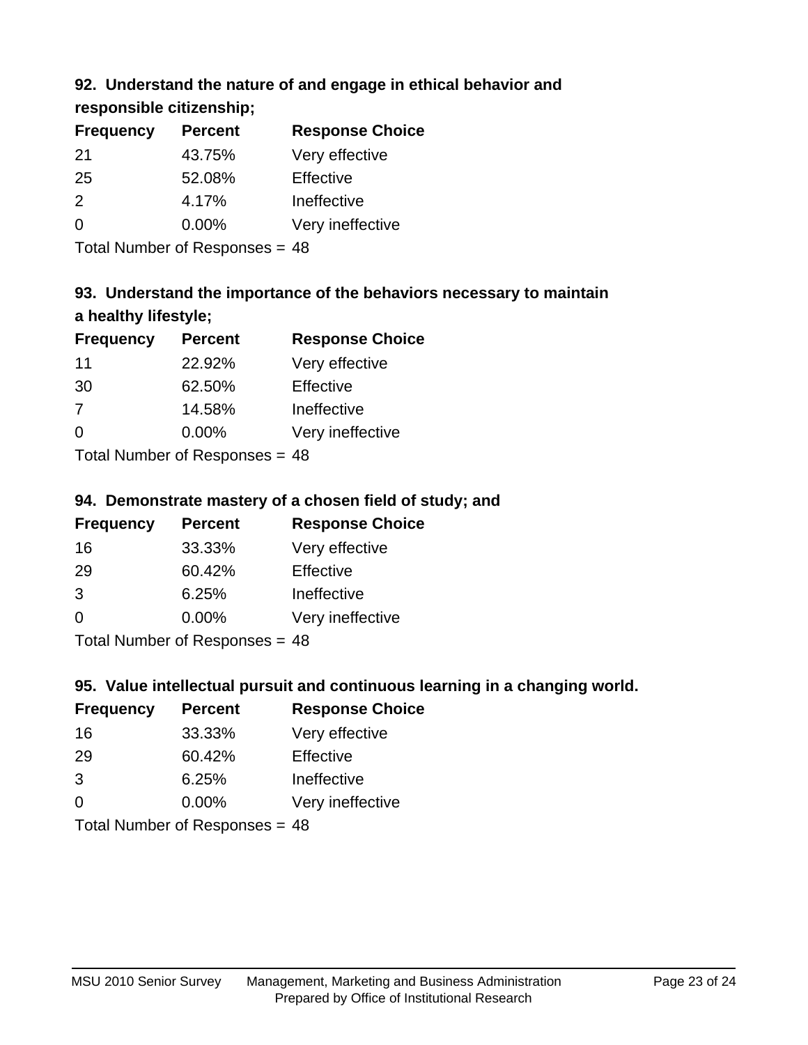### 92. Understand the nature of and engage in ethical behavior and responsible citizenship;

| Frequency | Percent | Response Choice |
|---|---|---|
| 21 | 43.75% | Very effective |
| 25 | 52.08% | Effective |
| 2 | 4.17% | Ineffective |
| 0 | 0.00% | Very ineffective |

Total Number of Responses = 48

### 93. Understand the importance of the behaviors necessary to maintain a healthy lifestyle;

| Frequency | Percent | Response Choice |
|---|---|---|
| 11 | 22.92% | Very effective |
| 30 | 62.50% | Effective |
| 7 | 14.58% | Ineffective |
| 0 | 0.00% | Very ineffective |

Total Number of Responses = 48

### 94. Demonstrate mastery of a chosen field of study; and

| Frequency | Percent | Response Choice |
|---|---|---|
| 16 | 33.33% | Very effective |
| 29 | 60.42% | Effective |
| 3 | 6.25% | Ineffective |
| 0 | 0.00% | Very ineffective |

Total Number of Responses = 48

### 95. Value intellectual pursuit and continuous learning in a changing world.

| Frequency | Percent | Response Choice |
|---|---|---|
| 16 | 33.33% | Very effective |
| 29 | 60.42% | Effective |
| 3 | 6.25% | Ineffective |
| 0 | 0.00% | Very ineffective |

Total Number of Responses = 48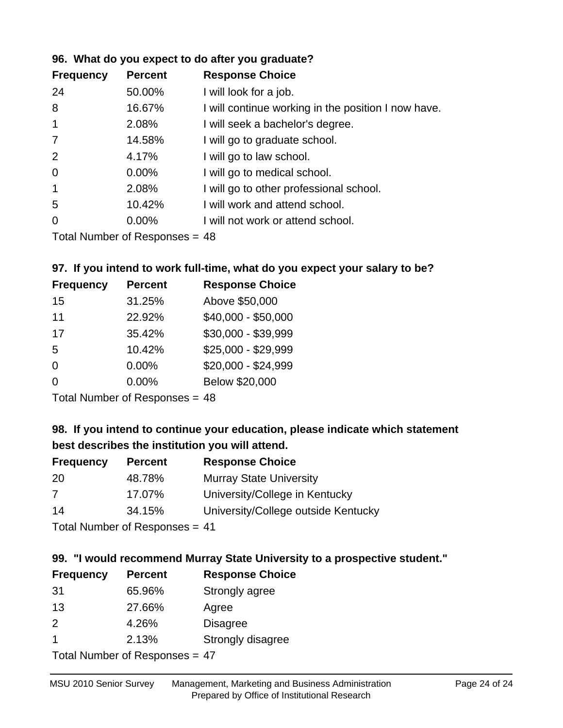### 96. What do you expect to do after you graduate?

| Frequency | Percent | Response Choice |
|---|---|---|
| 24 | 50.00% | I will look for a job. |
| 8 | 16.67% | I will continue working in the position I now have. |
| 1 | 2.08% | I will seek a bachelor's degree. |
| 7 | 14.58% | I will go to graduate school. |
| 2 | 4.17% | I will go to law school. |
| 0 | 0.00% | I will go to medical school. |
| 1 | 2.08% | I will go to other professional school. |
| 5 | 10.42% | I will work and attend school. |
| 0 | 0.00% | I will not work or attend school. |

Total Number of Responses = 48

### 97. If you intend to work full-time, what do you expect your salary to be?

| Frequency | Percent | Response Choice |
|---|---|---|
| 15 | 31.25% | Above $50,000 |
| 11 | 22.92% | $40,000 - $50,000 |
| 17 | 35.42% | $30,000 - $39,999 |
| 5 | 10.42% | $25,000 - $29,999 |
| 0 | 0.00% | $20,000 - $24,999 |
| 0 | 0.00% | Below $20,000 |

Total Number of Responses = 48

### 98. If you intend to continue your education, please indicate which statement best describes the institution you will attend.

| Frequency | Percent | Response Choice |
|---|---|---|
| 20 | 48.78% | Murray State University |
| 7 | 17.07% | University/College in Kentucky |
| 14 | 34.15% | University/College outside Kentucky |

Total Number of Responses = 41

### 99. "I would recommend Murray State University to a prospective student."

| Frequency | Percent | Response Choice |
|---|---|---|
| 31 | 65.96% | Strongly agree |
| 13 | 27.66% | Agree |
| 2 | 4.26% | Disagree |
| 1 | 2.13% | Strongly disagree |

Total Number of Responses = 47